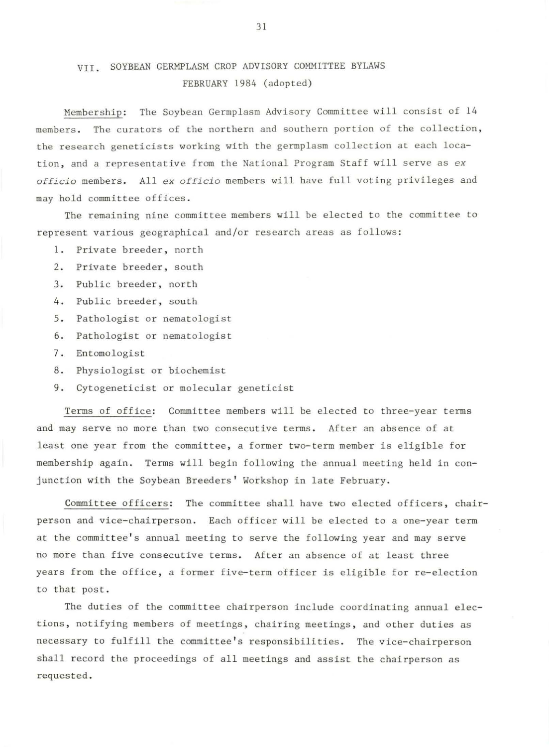## VII. SOYBEAN GERMPLASM CROP ADVISORY COMMITTEE BYLAWS

FEBRUARY 1984 (adopted)

Membership: The Soybean Germplasm Advisory Committee will consist of 14 members. The curators of the northern and southern portion of the collection, the research geneticists working with the germplasm collection at each location, and a representative from the National Program Staff will serve as *ex officio* members. All *ex officio* members will have full voting privileges and may hold committee offices.

The remaining nine committee members will be elected to the committee to represent various geographical and/or research areas as follows:

1. Private breeder, north
2. Private breeder, south
3. Public breeder, north
4. Public breeder, south
5. Pathologist or nematologist
6. Pathologist or nematologist
7. Entomologist
8. Physiologist or biochemist
9. Cytogeneticist or molecular geneticist

Terms of office: Committee members will be elected to three-year terms and may serve no more than two consecutive terms. After an absence of at least one year from the committee, a former two-term member is eligible for membership again. Terms will begin following the annual meeting held in conjunction with the Soybean Breeders' Workshop in late February.

Committee officers: The committee shall have two elected officers, chairperson and vice-chairperson. Each officer will be elected to a one-year term at the committee's annual meeting to serve the following year and may serve no more than five consecutive terms. After an absence of at least three years from the office, a former five-term officer is eligible for re-election to that post.

The duties of the committee chairperson include coordinating annual elections, notifying members of meetings, chairing meetings, and other duties as necessary to fulfill the committee's responsibilities. The vice-chairperson shall record the proceedings of all meetings and assist the chairperson as requested.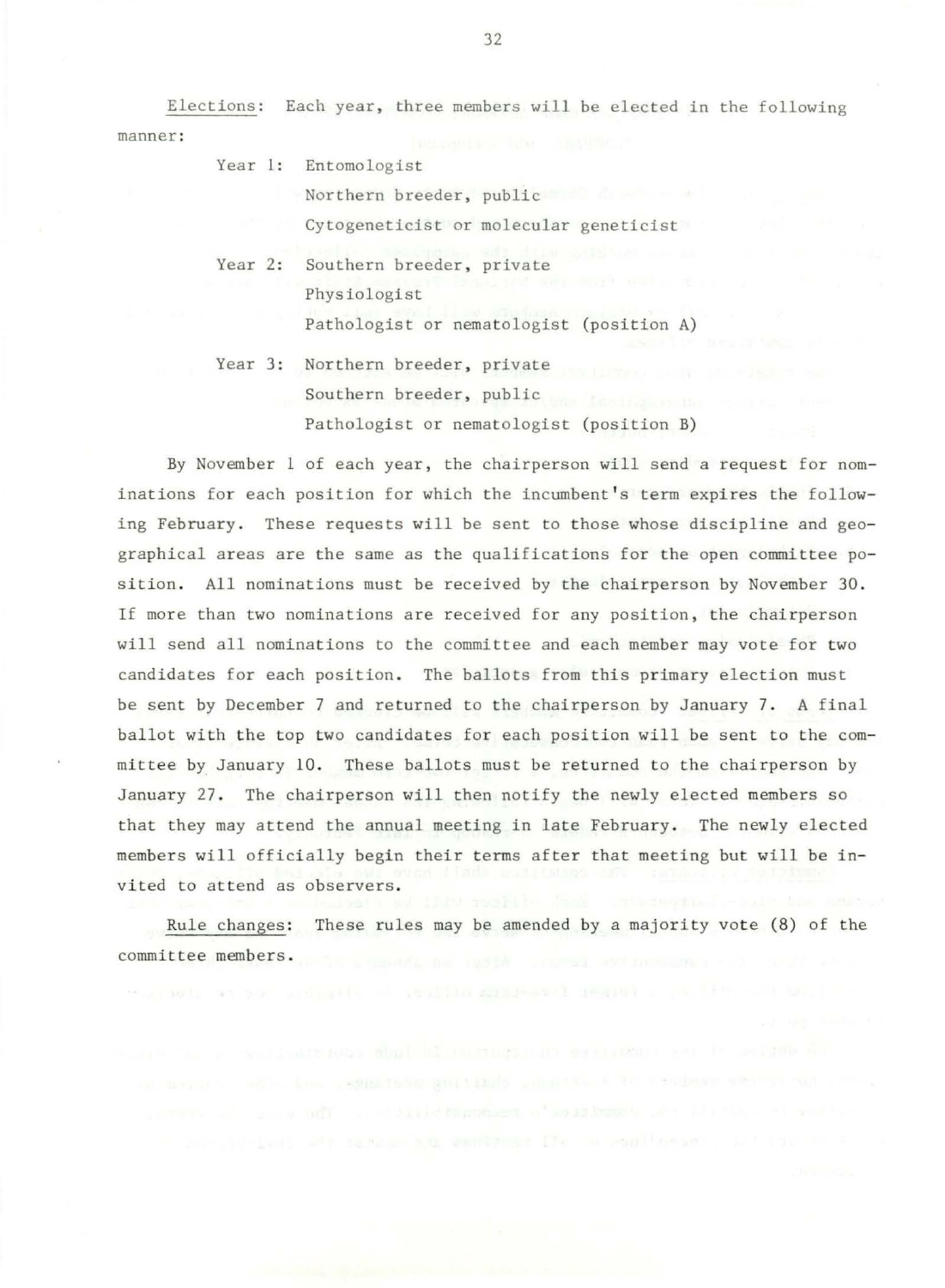Elections: Each year, three members will be elected in the following manner:

Year 1: Entomologist
Northern breeder, public
Cytogeneticist or molecular geneticist

Year 2: Southern breeder, private
Physiologist
Pathologist or nematologist (position A)

Year 3: Northern breeder, private
Southern breeder, public
Pathologist or nematologist (position B)

By November 1 of each year, the chairperson will send a request for nominations for each position for which the incumbent's term expires the following February. These requests will be sent to those whose discipline and geographical areas are the same as the qualifications for the open committee position. All nominations must be received by the chairperson by November 30. If more than two nominations are received for any position, the chairperson will send all nominations to the committee and each member may vote for two candidates for each position. The ballots from this primary election must be sent by December 7 and returned to the chairperson by January 7. A final ballot with the top two candidates for each position will be sent to the committee by January 10. These ballots must be returned to the chairperson by January 27. The chairperson will then notify the newly elected members so that they may attend the annual meeting in late February. The newly elected members will officially begin their terms after that meeting but will be invited to attend as observers.

Rule changes: These rules may be amended by a majority vote (8) of the committee members.